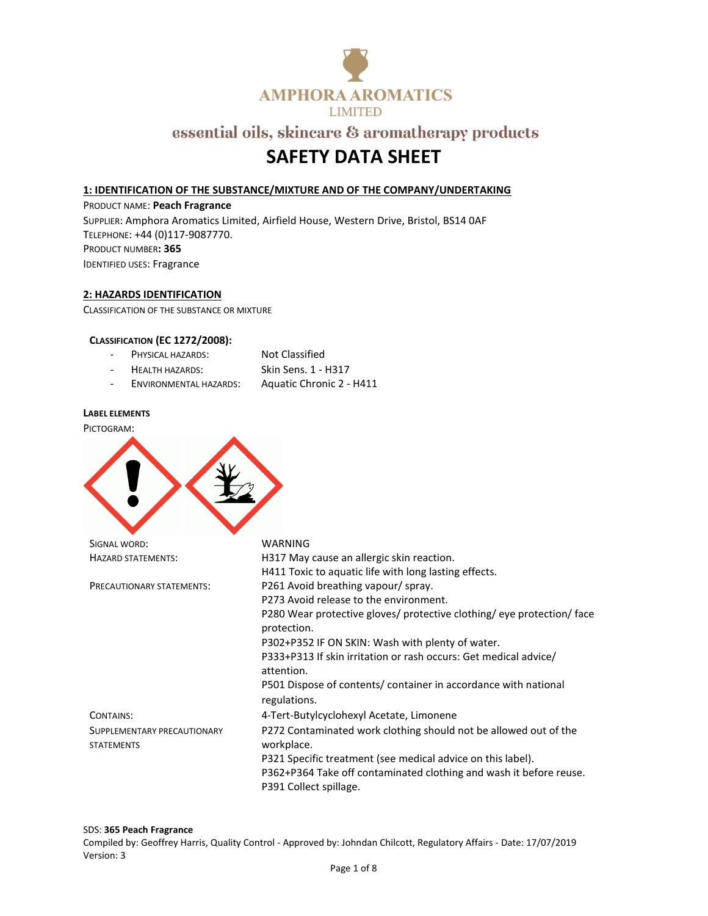AMPHORA AROMATICS LIMITED

essential oils, skincare & aromatherapy products

# SAFETY DATA SHEET

## 1: IDENTIFICATION OF THE SUBSTANCE/MIXTURE AND OF THE COMPANY/UNDERTAKING

PRODUCT NAME: **Peach Fragrance**
SUPPLIER: Amphora Aromatics Limited, Airfield House, Western Drive, Bristol, BS14 0AF
TELEPHONE: +44 (0)117-9087770.
PRODUCT NUMBER**: 365**
IDENTIFIED USES: Fragrance

## 2: HAZARDS IDENTIFICATION

CLASSIFICATION OF THE SUBSTANCE OR MIXTURE

### CLASSIFICATION (EC 1272/2008):

- PHYSICAL HAZARDS: Not Classified
- HEALTH HAZARDS: Skin Sens. 1 - H317
- ENVIRONMENTAL HAZARDS: Aquatic Chronic 2 - H411

**LABEL ELEMENTS**

PICTOGRAM:

SIGNAL WORD: WARNING

HAZARD STATEMENTS:
H317 May cause an allergic skin reaction.
H411 Toxic to aquatic life with long lasting effects.

PRECAUTIONARY STATEMENTS:
P261 Avoid breathing vapour/ spray.
P273 Avoid release to the environment.
P280 Wear protective gloves/ protective clothing/ eye protection/ face protection.
P302+P352 IF ON SKIN: Wash with plenty of water.
P333+P313 If skin irritation or rash occurs: Get medical advice/ attention.
P501 Dispose of contents/ container in accordance with national regulations.

CONTAINS: 4-Tert-Butylcyclohexyl Acetate, Limonene

SUPPLEMENTARY PRECAUTIONARY STATEMENTS:
P272 Contaminated work clothing should not be allowed out of the workplace.
P321 Specific treatment (see medical advice on this label).
P362+P364 Take off contaminated clothing and wash it before reuse.
P391 Collect spillage.

SDS: **365 Peach Fragrance**
Compiled by: Geoffrey Harris, Quality Control - Approved by: Johndan Chilcott, Regulatory Affairs - Date: 17/07/2019
Version: 3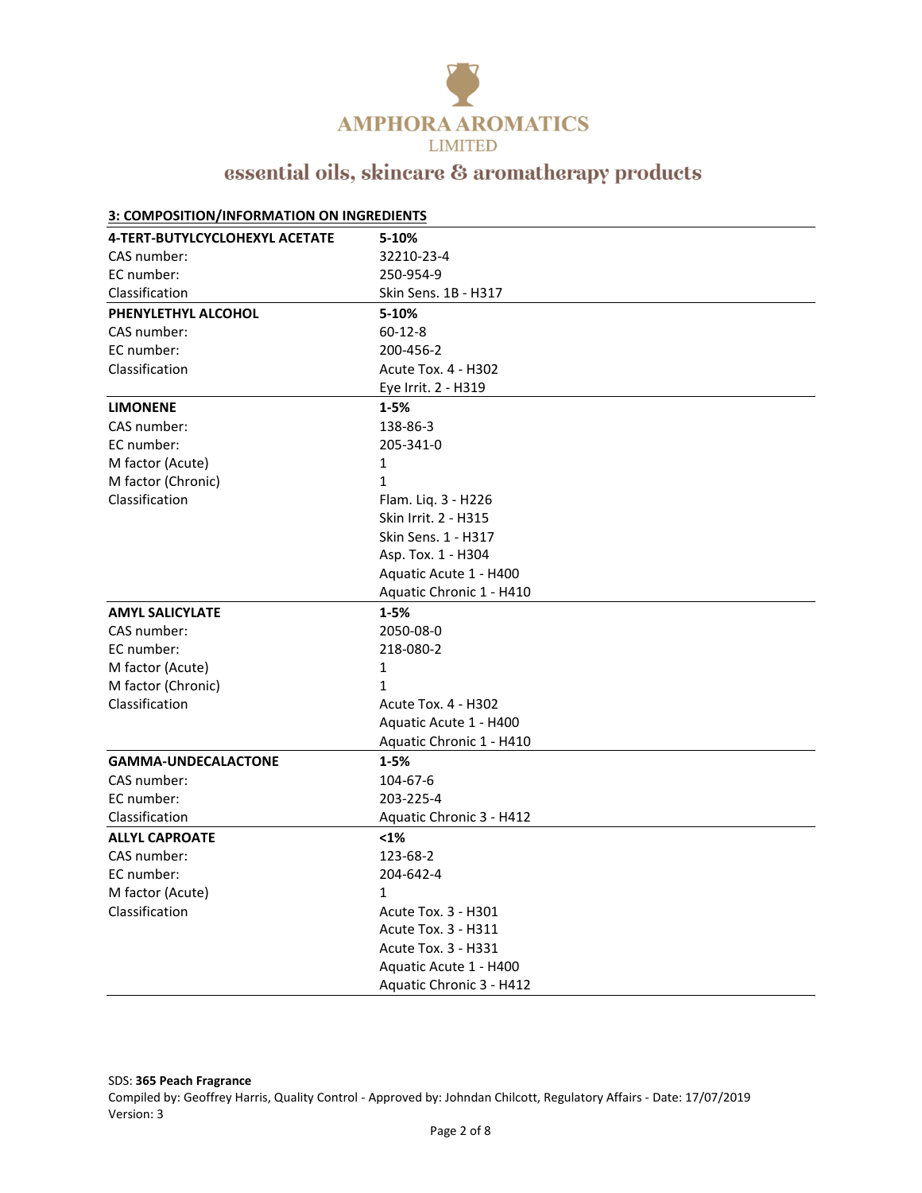## 3: COMPOSITION/INFORMATION ON INGREDIENTS

| **4-TERT-BUTYLCYCLOHEXYL ACETATE** | **5-10%** |
|---|---|
| CAS number: | 32210-23-4 |
| EC number: | 250-954-9 |
| Classification | Skin Sens. 1B - H317 |

| **PHENYLETHYL ALCOHOL** | **5-10%** |
|---|---|
| CAS number: | 60-12-8 |
| EC number: | 200-456-2 |
| Classification | Acute Tox. 4 - H302 |
| | Eye Irrit. 2 - H319 |

| **LIMONENE** | **1-5%** |
|---|---|
| CAS number: | 138-86-3 |
| EC number: | 205-341-0 |
| M factor (Acute) | 1 |
| M factor (Chronic) | 1 |
| Classification | Flam. Liq. 3 - H226 |
| | Skin Irrit. 2 - H315 |
| | Skin Sens. 1 - H317 |
| | Asp. Tox. 1 - H304 |
| | Aquatic Acute 1 - H400 |
| | Aquatic Chronic 1 - H410 |

| **AMYL SALICYLATE** | **1-5%** |
|---|---|
| CAS number: | 2050-08-0 |
| EC number: | 218-080-2 |
| M factor (Acute) | 1 |
| M factor (Chronic) | 1 |
| Classification | Acute Tox. 4 - H302 |
| | Aquatic Acute 1 - H400 |
| | Aquatic Chronic 1 - H410 |

| **GAMMA-UNDECALACTONE** | **1-5%** |
|---|---|
| CAS number: | 104-67-6 |
| EC number: | 203-225-4 |
| Classification | Aquatic Chronic 3 - H412 |

| **ALLYL CAPROATE** | **<1%** |
|---|---|
| CAS number: | 123-68-2 |
| EC number: | 204-642-4 |
| M factor (Acute) | 1 |
| Classification | Acute Tox. 3 - H301 |
| | Acute Tox. 3 - H311 |
| | Acute Tox. 3 - H331 |
| | Aquatic Acute 1 - H400 |
| | Aquatic Chronic 3 - H412 |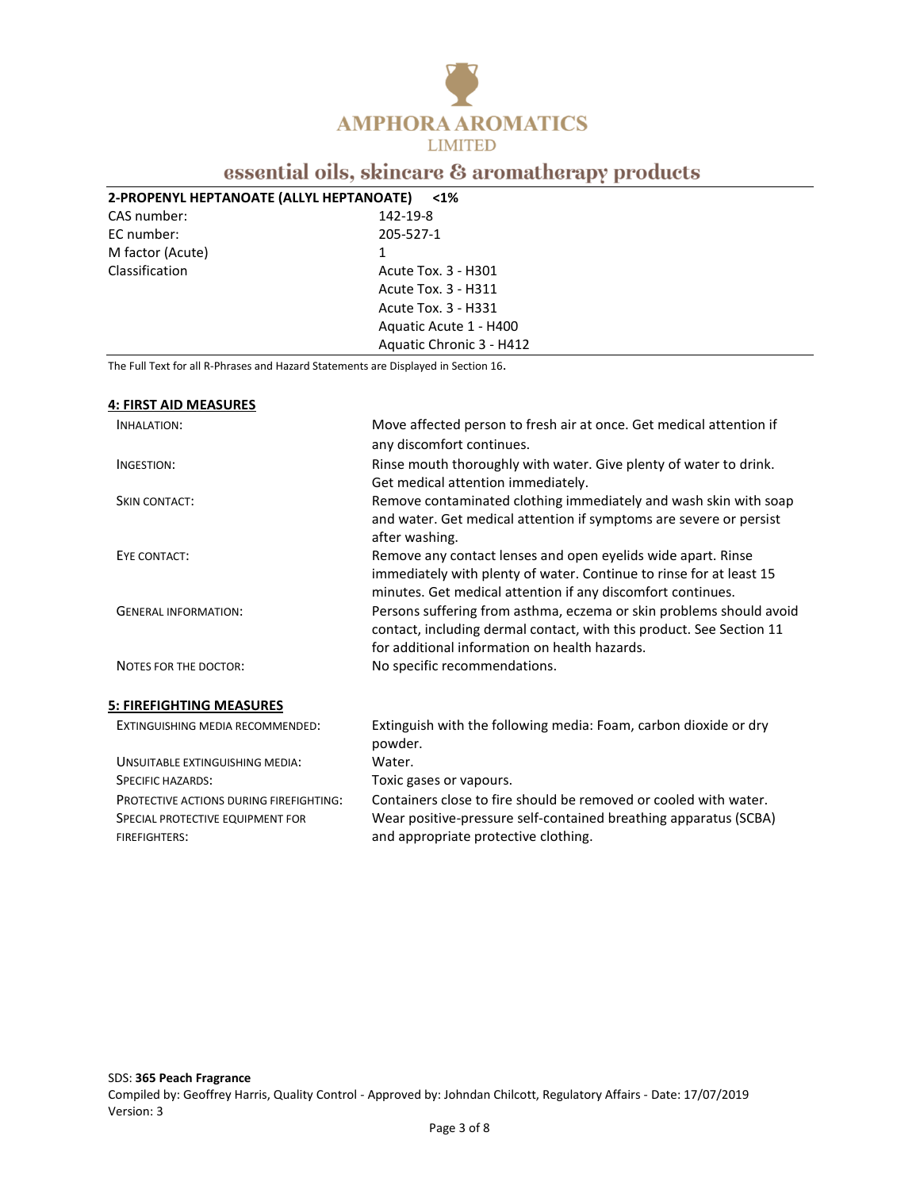| 2-PROPENYL HEPTANOATE (ALLYL HEPTANOATE) | <1% |
| --- | --- |
| CAS number: | 142-19-8 |
| EC number: | 205-527-1 |
| M factor (Acute) | 1 |
| Classification | Acute Tox. 3 - H301 |
| | Acute Tox. 3 - H311 |
| | Acute Tox. 3 - H331 |
| | Aquatic Acute 1 - H400 |
| | Aquatic Chronic 3 - H412 |

The Full Text for all R-Phrases and Hazard Statements are Displayed in Section 16.

## 4: FIRST AID MEASURES

| | |
| --- | --- |
| INHALATION: | Move affected person to fresh air at once. Get medical attention if any discomfort continues. |
| INGESTION: | Rinse mouth thoroughly with water. Give plenty of water to drink. Get medical attention immediately. |
| SKIN CONTACT: | Remove contaminated clothing immediately and wash skin with soap and water. Get medical attention if symptoms are severe or persist after washing. |
| EYE CONTACT: | Remove any contact lenses and open eyelids wide apart. Rinse immediately with plenty of water. Continue to rinse for at least 15 minutes. Get medical attention if any discomfort continues. |
| GENERAL INFORMATION: | Persons suffering from asthma, eczema or skin problems should avoid contact, including dermal contact, with this product. See Section 11 for additional information on health hazards. |
| NOTES FOR THE DOCTOR: | No specific recommendations. |

## 5: FIREFIGHTING MEASURES

| | |
| --- | --- |
| EXTINGUISHING MEDIA RECOMMENDED: | Extinguish with the following media: Foam, carbon dioxide or dry powder. |
| UNSUITABLE EXTINGUISHING MEDIA: | Water. |
| SPECIFIC HAZARDS: | Toxic gases or vapours. |
| PROTECTIVE ACTIONS DURING FIREFIGHTING: | Containers close to fire should be removed or cooled with water. |
| SPECIAL PROTECTIVE EQUIPMENT FOR FIREFIGHTERS: | Wear positive-pressure self-contained breathing apparatus (SCBA) and appropriate protective clothing. |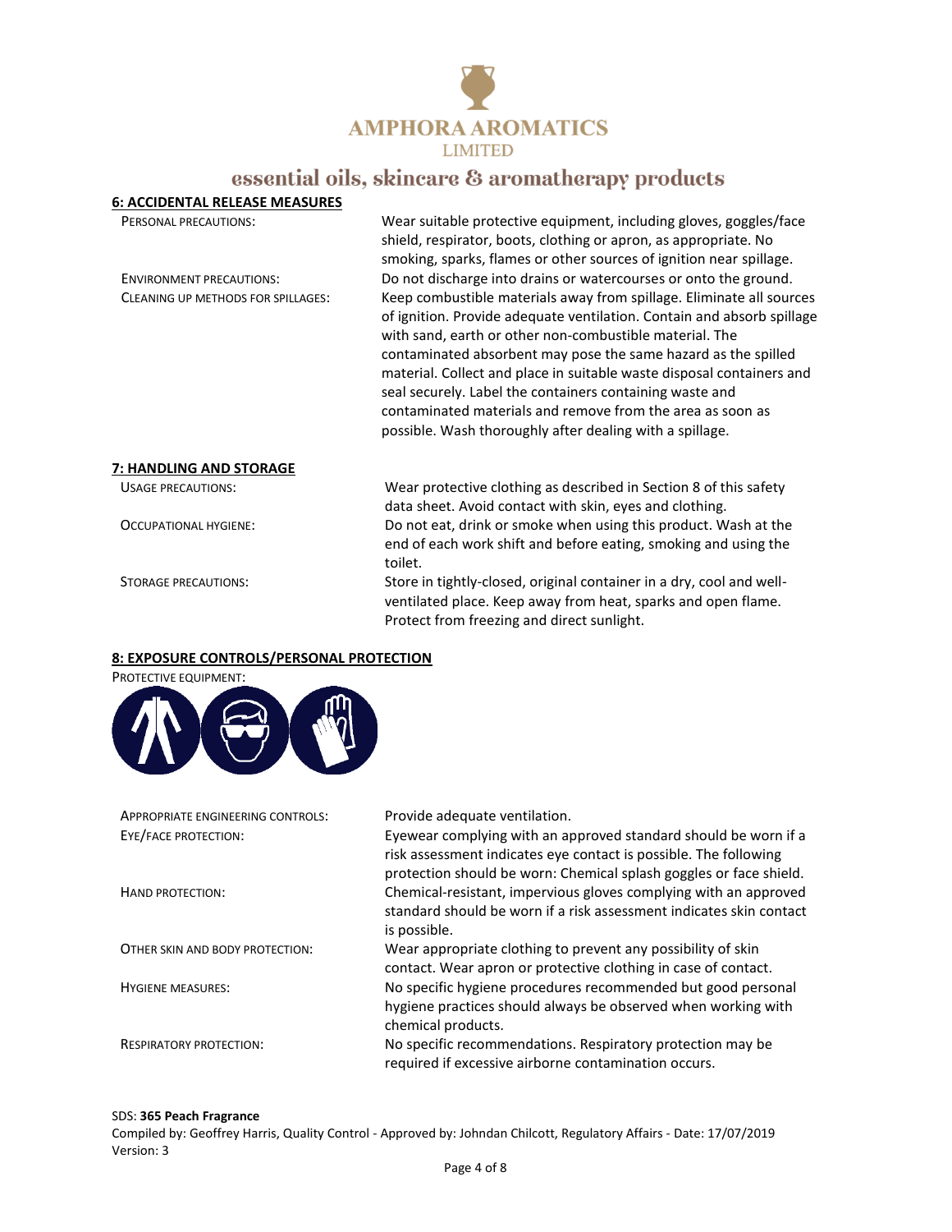## 6: ACCIDENTAL RELEASE MEASURES

| | |
|---|---|
| PERSONAL PRECAUTIONS: | Wear suitable protective equipment, including gloves, goggles/face shield, respirator, boots, clothing or apron, as appropriate. No smoking, sparks, flames or other sources of ignition near spillage. |
| ENVIRONMENT PRECAUTIONS: | Do not discharge into drains or watercourses or onto the ground. |
| CLEANING UP METHODS FOR SPILLAGES: | Keep combustible materials away from spillage. Eliminate all sources of ignition. Provide adequate ventilation. Contain and absorb spillage with sand, earth or other non-combustible material. The contaminated absorbent may pose the same hazard as the spilled material. Collect and place in suitable waste disposal containers and seal securely. Label the containers containing waste and contaminated materials and remove from the area as soon as possible. Wash thoroughly after dealing with a spillage. |

## 7: HANDLING AND STORAGE

| | |
|---|---|
| USAGE PRECAUTIONS: | Wear protective clothing as described in Section 8 of this safety data sheet. Avoid contact with skin, eyes and clothing. |
| OCCUPATIONAL HYGIENE: | Do not eat, drink or smoke when using this product. Wash at the end of each work shift and before eating, smoking and using the toilet. |
| STORAGE PRECAUTIONS: | Store in tightly-closed, original container in a dry, cool and well-ventilated place. Keep away from heat, sparks and open flame. Protect from freezing and direct sunlight. |

## 8: EXPOSURE CONTROLS/PERSONAL PROTECTION

PROTECTIVE EQUIPMENT:

| | |
|---|---|
| APPROPRIATE ENGINEERING CONTROLS: | Provide adequate ventilation. |
| EYE/FACE PROTECTION: | Eyewear complying with an approved standard should be worn if a risk assessment indicates eye contact is possible. The following protection should be worn: Chemical splash goggles or face shield. |
| HAND PROTECTION: | Chemical-resistant, impervious gloves complying with an approved standard should be worn if a risk assessment indicates skin contact is possible. |
| OTHER SKIN AND BODY PROTECTION: | Wear appropriate clothing to prevent any possibility of skin contact. Wear apron or protective clothing in case of contact. |
| HYGIENE MEASURES: | No specific hygiene procedures recommended but good personal hygiene practices should always be observed when working with chemical products. |
| RESPIRATORY PROTECTION: | No specific recommendations. Respiratory protection may be required if excessive airborne contamination occurs. |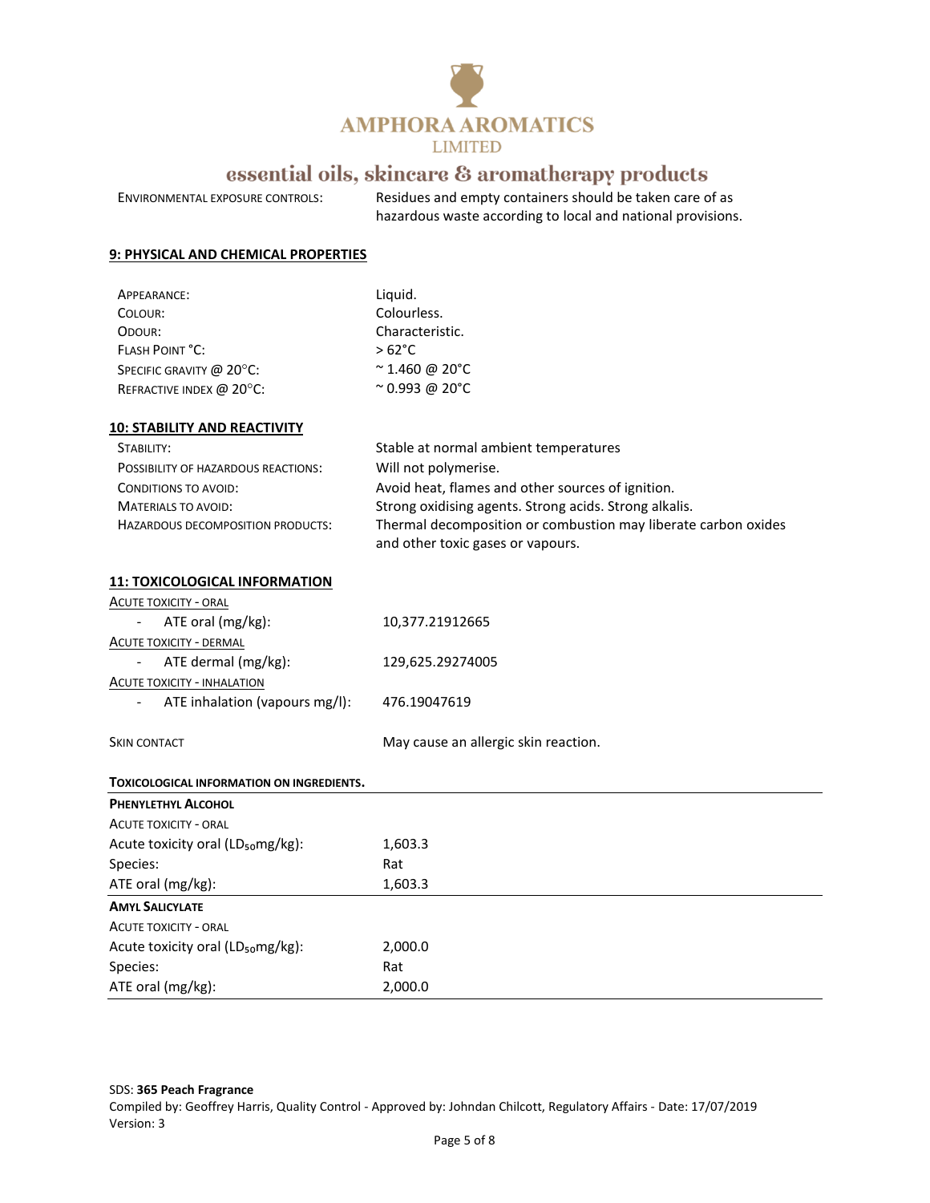| | |
|---|---|
| ENVIRONMENTAL EXPOSURE CONTROLS: | Residues and empty containers should be taken care of as hazardous waste according to local and national provisions. |

## 9: PHYSICAL AND CHEMICAL PROPERTIES

| | |
|---|---|
| APPEARANCE: | Liquid. |
| COLOUR: | Colourless. |
| ODOUR: | Characteristic. |
| FLASH POINT °C: | > 62°C |
| SPECIFIC GRAVITY @ 20°C: | ~ 1.460 @ 20°C |
| REFRACTIVE INDEX @ 20°C: | ~ 0.993 @ 20°C |

## 10: STABILITY AND REACTIVITY

| | |
|---|---|
| STABILITY: | Stable at normal ambient temperatures |
| POSSIBILITY OF HAZARDOUS REACTIONS: | Will not polymerise. |
| CONDITIONS TO AVOID: | Avoid heat, flames and other sources of ignition. |
| MATERIALS TO AVOID: | Strong oxidising agents. Strong acids. Strong alkalis. |
| HAZARDOUS DECOMPOSITION PRODUCTS: | Thermal decomposition or combustion may liberate carbon oxides and other toxic gases or vapours. |

## 11: TOXICOLOGICAL INFORMATION

ACUTE TOXICITY - ORAL

- ATE oral (mg/kg): 10,377.21912665

ACUTE TOXICITY - DERMAL

- ATE dermal (mg/kg): 129,625.29274005

ACUTE TOXICITY - INHALATION

- ATE inhalation (vapours mg/l): 476.19047619

SKIN CONTACT — May cause an allergic skin reaction.

**TOXICOLOGICAL INFORMATION ON INGREDIENTS.**

**PHENYLETHYL ALCOHOL**

ACUTE TOXICITY - ORAL

| | |
|---|---|
| Acute toxicity oral ($LD_{50}$mg/kg): | 1,603.3 |
| Species: | Rat |
| ATE oral (mg/kg): | 1,603.3 |

**AMYL SALICYLATE**

ACUTE TOXICITY - ORAL

| | |
|---|---|
| Acute toxicity oral ($LD_{50}$mg/kg): | 2,000.0 |
| Species: | Rat |
| ATE oral (mg/kg): | 2,000.0 |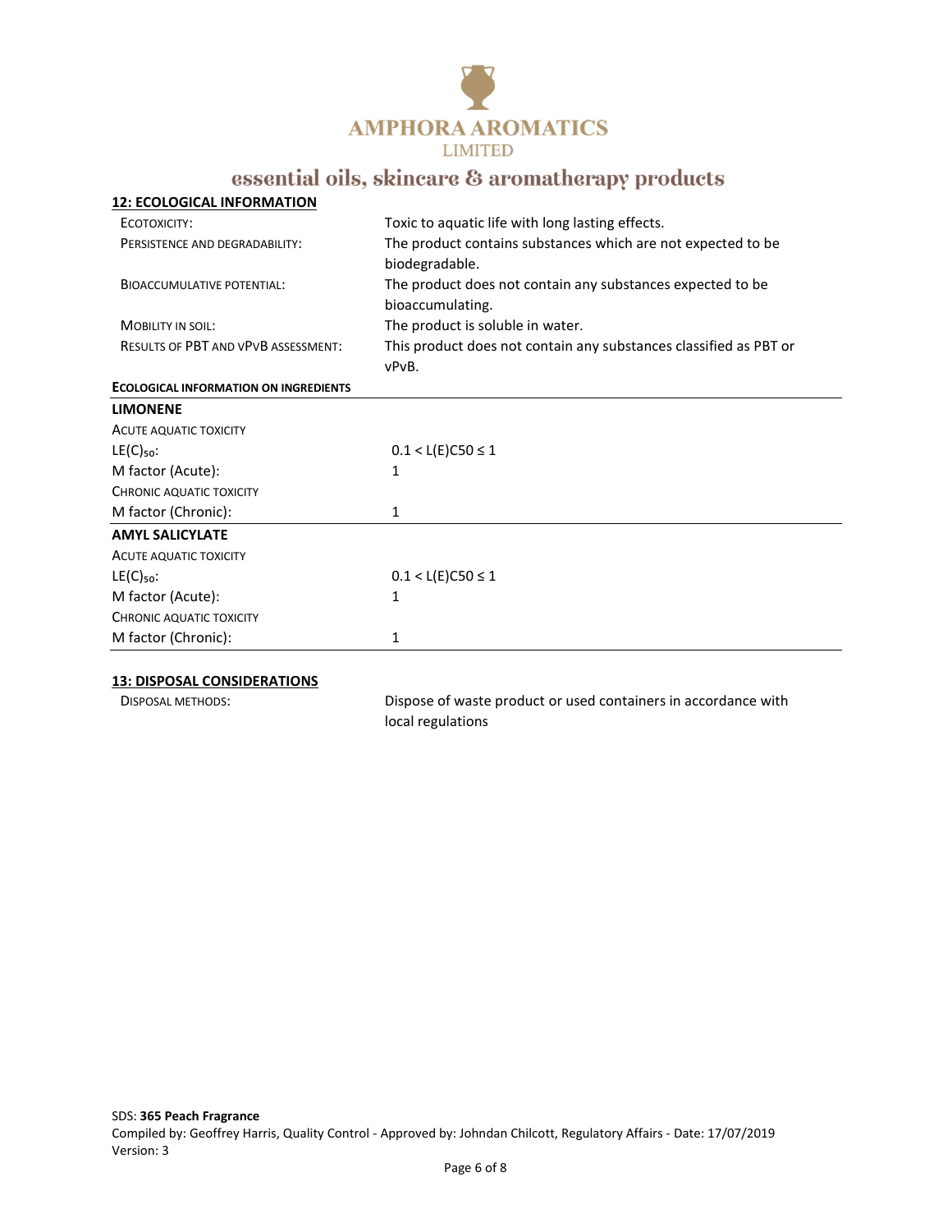## 12: ECOLOGICAL INFORMATION

| | |
|---|---|
| ECOTOXICITY: | Toxic to aquatic life with long lasting effects. |
| PERSISTENCE AND DEGRADABILITY: | The product contains substances which are not expected to be biodegradable. |
| BIOACCUMULATIVE POTENTIAL: | The product does not contain any substances expected to be bioaccumulating. |
| MOBILITY IN SOIL: | The product is soluble in water. |
| RESULTS OF PBT AND VPVB ASSESSMENT: | This product does not contain any substances classified as PBT or vPvB. |

**ECOLOGICAL INFORMATION ON INGREDIENTS**

**LIMONENE**

| | |
|---|---|
| ACUTE AQUATIC TOXICITY | |
| $LE(C)_{50}$: | $0.1 < L(E)C50 \leq 1$ |
| M factor (Acute): | 1 |
| CHRONIC AQUATIC TOXICITY | |
| M factor (Chronic): | 1 |

**AMYL SALICYLATE**

| | |
|---|---|
| ACUTE AQUATIC TOXICITY | |
| $LE(C)_{50}$: | $0.1 < L(E)C50 \leq 1$ |
| M factor (Acute): | 1 |
| CHRONIC AQUATIC TOXICITY | |
| M factor (Chronic): | 1 |

## 13: DISPOSAL CONSIDERATIONS

| | |
|---|---|
| DISPOSAL METHODS: | Dispose of waste product or used containers in accordance with local regulations |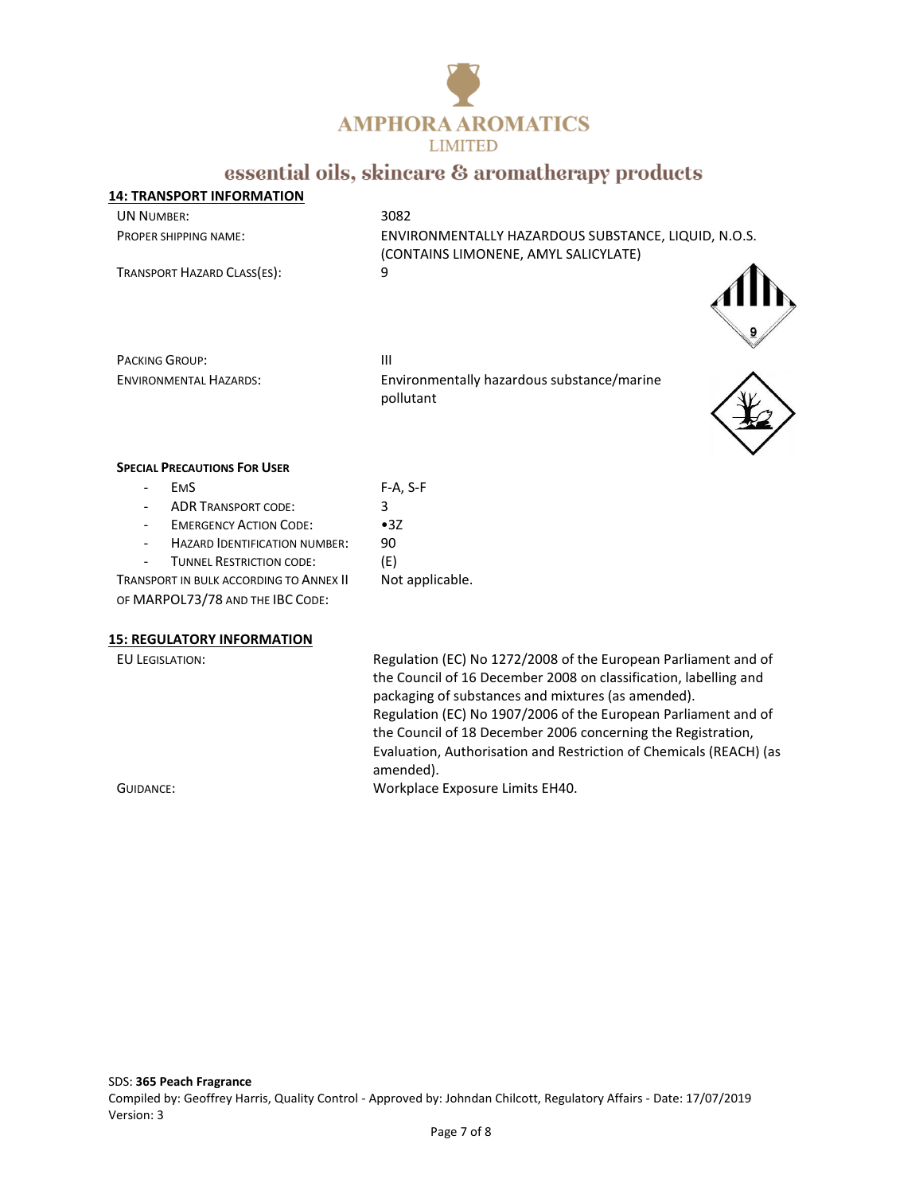## 14: TRANSPORT INFORMATION

| | |
|---|---|
| UN NUMBER: | 3082 |
| PROPER SHIPPING NAME: | ENVIRONMENTALLY HAZARDOUS SUBSTANCE, LIQUID, N.O.S. (CONTAINS LIMONENE, AMYL SALICYLATE) |
| TRANSPORT HAZARD CLASS(ES): | 9 |
| PACKING GROUP: | III |
| ENVIRONMENTAL HAZARDS: | Environmentally hazardous substance/marine pollutant |

### SPECIAL PRECAUTIONS FOR USER

| | |
|---|---|
| - EMS | F-A, S-F |
| - ADR TRANSPORT CODE: | 3 |
| - EMERGENCY ACTION CODE: | •3Z |
| - HAZARD IDENTIFICATION NUMBER: | 90 |
| - TUNNEL RESTRICTION CODE: | (E) |
| TRANSPORT IN BULK ACCORDING TO ANNEX II OF MARPOL73/78 AND THE IBC CODE: | Not applicable. |

## 15: REGULATORY INFORMATION

| | |
|---|---|
| EU LEGISLATION: | Regulation (EC) No 1272/2008 of the European Parliament and of the Council of 16 December 2008 on classification, labelling and packaging of substances and mixtures (as amended). Regulation (EC) No 1907/2006 of the European Parliament and of the Council of 18 December 2006 concerning the Registration, Evaluation, Authorisation and Restriction of Chemicals (REACH) (as amended). |
| GUIDANCE: | Workplace Exposure Limits EH40. |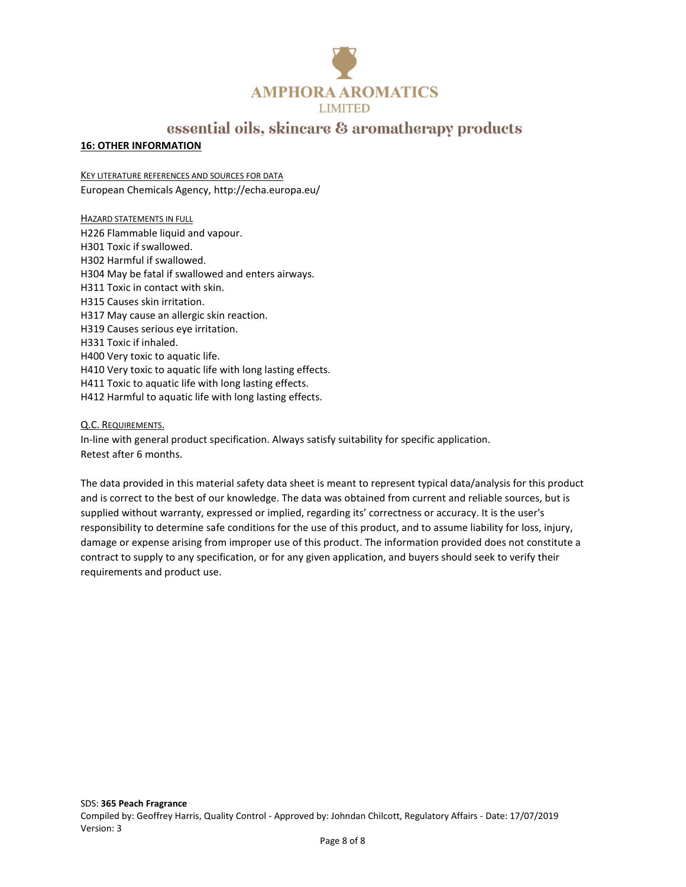## 16: OTHER INFORMATION

KEY LITERATURE REFERENCES AND SOURCES FOR DATA

European Chemicals Agency, http://echa.europa.eu/

HAZARD STATEMENTS IN FULL

H226 Flammable liquid and vapour.
H301 Toxic if swallowed.
H302 Harmful if swallowed.
H304 May be fatal if swallowed and enters airways.
H311 Toxic in contact with skin.
H315 Causes skin irritation.
H317 May cause an allergic skin reaction.
H319 Causes serious eye irritation.
H331 Toxic if inhaled.
H400 Very toxic to aquatic life.
H410 Very toxic to aquatic life with long lasting effects.
H411 Toxic to aquatic life with long lasting effects.
H412 Harmful to aquatic life with long lasting effects.

Q.C. REQUIREMENTS.

In-line with general product specification. Always satisfy suitability for specific application.
Retest after 6 months.

The data provided in this material safety data sheet is meant to represent typical data/analysis for this product and is correct to the best of our knowledge. The data was obtained from current and reliable sources, but is supplied without warranty, expressed or implied, regarding its' correctness or accuracy. It is the user's responsibility to determine safe conditions for the use of this product, and to assume liability for loss, injury, damage or expense arising from improper use of this product. The information provided does not constitute a contract to supply to any specification, or for any given application, and buyers should seek to verify their requirements and product use.